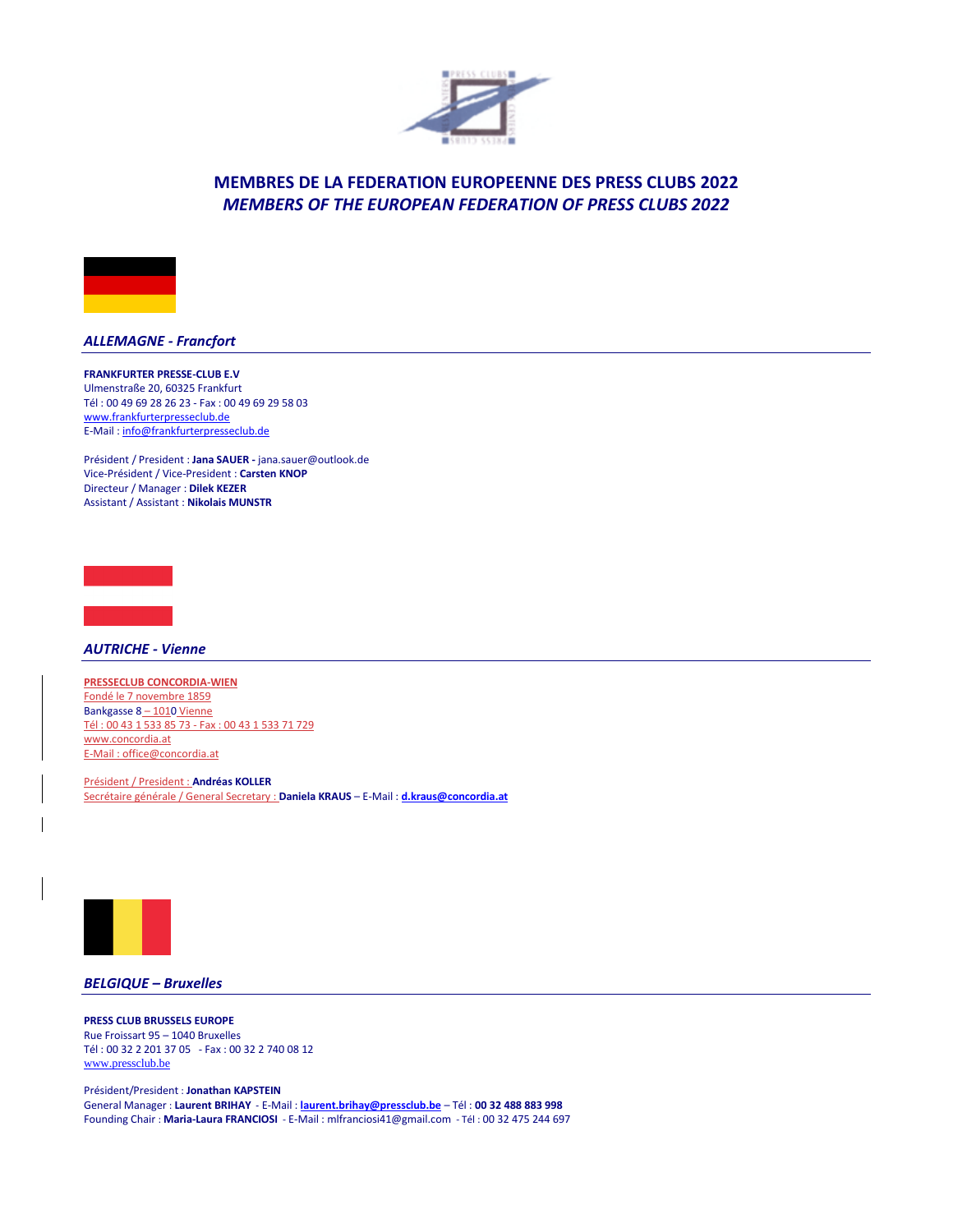# MEMBRES DE LA FEDERATION EUROPEENNE DES PRESS CLUBS 2022

## *MEMBERS OF THE EUROPEAN FEDERATION OF PRESS CLUBS 2022*

### *ALLEMAGNE - Francfort*

**FRANKFURTER PRESSE-CLUB E.V**
Ulmenstraße 20, 60325 Frankfurt
Tél : 00 49 69 28 26 23 - Fax : 00 49 69 29 58 03
www.frankfurterpresseclub.de
E-Mail : info@frankfurterpresseclub.de

Président / President : **Jana SAUER -** jana.sauer@outlook.de
Vice-Président / Vice-President : **Carsten KNOP**
Directeur / Manager : **Dilek KEZER**
Assistant / Assistant : **Nikolais MUNSTR**

### *AUTRICHE - Vienne*

**PRESSECLUB CONCORDIA-WIEN**
Fondé le 7 novembre 1859
Bankgasse 8 – 1010 Vienne
Tél : 00 43 1 533 85 73 - Fax : 00 43 1 533 71 729
www.concordia.at
E-Mail : office@concordia.at

Président / President : **Andréas KOLLER**
Secrétaire générale / General Secretary : **Daniela KRAUS** – E-Mail : **d.kraus@concordia.at**

### *BELGIQUE – Bruxelles*

**PRESS CLUB BRUSSELS EUROPE**
Rue Froissart 95 – 1040 Bruxelles
Tél : 00 32 2 201 37 05 - Fax : 00 32 2 740 08 12
www.pressclub.be

Président/President : **Jonathan KAPSTEIN**
General Manager : **Laurent BRIHAY** - E-Mail : **laurent.brihay@pressclub.be** – Tél : **00 32 488 883 998**
Founding Chair : **Maria-Laura FRANCIOSI** - E-Mail : mlfranciosi41@gmail.com - Tél : 00 32 475 244 697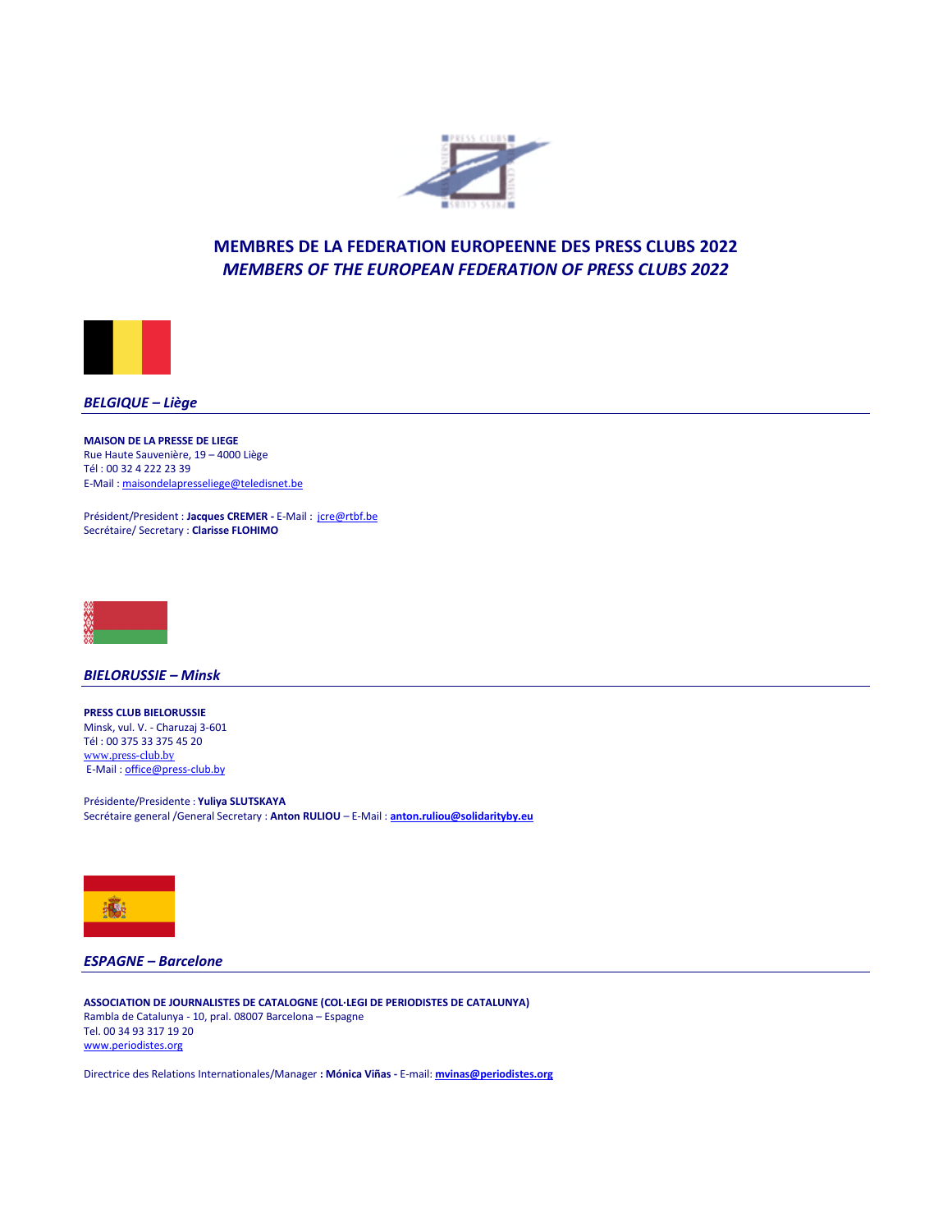# MEMBRES DE LA FEDERATION EUROPEENNE DES PRESS CLUBS 2022
# *MEMBERS OF THE EUROPEAN FEDERATION OF PRESS CLUBS 2022*

## *BELGIQUE – Liège*

**MAISON DE LA PRESSE DE LIEGE**
Rue Haute Sauvenière, 19 – 4000 Liège
Tél : 00 32 4 222 23 39
E-Mail : maisondelapresseliege@teledisnet.be

Président/President : **Jacques CREMER -** E-Mail : jcre@rtbf.be
Secrétaire/ Secretary : **Clarisse FLOHIMO**

## *BIELORUSSIE – Minsk*

**PRESS CLUB BIELORUSSIE**
Minsk, vul. V. - Charuzaj 3-601
Tél : 00 375 33 375 45 20
www.press-club.by
E-Mail : office@press-club.by

Présidente/Presidente : **Yuliya SLUTSKAYA**
Secrétaire general /General Secretary : **Anton RULIOU** – E-Mail : **anton.ruliou@solidarityby.eu**

## *ESPAGNE – Barcelone*

**ASSOCIATION DE JOURNALISTES DE CATALOGNE (COL·LEGI DE PERIODISTES DE CATALUNYA)**
Rambla de Catalunya - 10, pral. 08007 Barcelona – Espagne
Tel. 00 34 93 317 19 20
www.periodistes.org

Directrice des Relations Internationales/Manager **: Mónica Viñas -** E-mail: **mvinas@periodistes.org**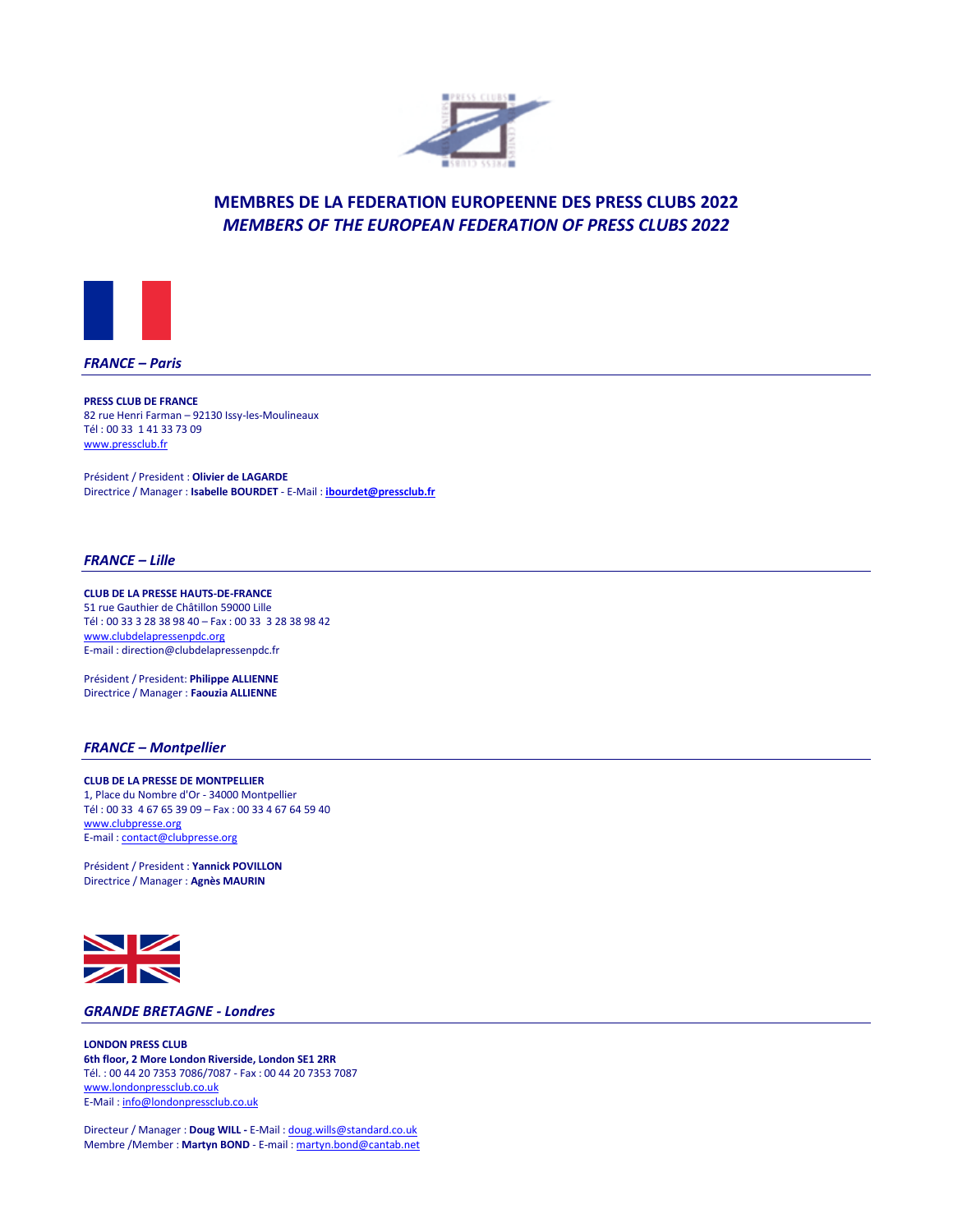# MEMBRES DE LA FEDERATION EUROPEENNE DES PRESS CLUBS 2022
## *MEMBERS OF THE EUROPEAN FEDERATION OF PRESS CLUBS 2022*

### *FRANCE – Paris*

**PRESS CLUB DE FRANCE**
82 rue Henri Farman – 92130 Issy-les-Moulineaux
Tél : 00 33 1 41 33 73 09
www.pressclub.fr

Président / President : **Olivier de LAGARDE**
Directrice / Manager : **Isabelle BOURDET** - E-Mail : **ibourdet@pressclub.fr**

### *FRANCE – Lille*

**CLUB DE LA PRESSE HAUTS-DE-FRANCE**
51 rue Gauthier de Châtillon 59000 Lille
Tél : 00 33 3 28 38 98 40 – Fax : 00 33 3 28 38 98 42
www.clubdelapressenpdc.org
E-mail : direction@clubdelapressenpdc.fr

Président / President: **Philippe ALLIENNE**
Directrice / Manager : **Faouzia ALLIENNE**

### *FRANCE – Montpellier*

**CLUB DE LA PRESSE DE MONTPELLIER**
1, Place du Nombre d'Or - 34000 Montpellier
Tél : 00 33 4 67 65 39 09 – Fax : 00 33 4 67 64 59 40
www.clubpresse.org
E-mail : contact@clubpresse.org

Président / President : **Yannick POVILLON**
Directrice / Manager : **Agnès MAURIN**

### *GRANDE BRETAGNE - Londres*

**LONDON PRESS CLUB**
**6th floor, 2 More London Riverside, London SE1 2RR**
Tél. : 00 44 20 7353 7086/7087 - Fax : 00 44 20 7353 7087
www.londonpressclub.co.uk
E-Mail : info@londonpressclub.co.uk

Directeur / Manager : **Doug WILL -** E-Mail : doug.wills@standard.co.uk
Membre /Member : **Martyn BOND** - E-mail : martyn.bond@cantab.net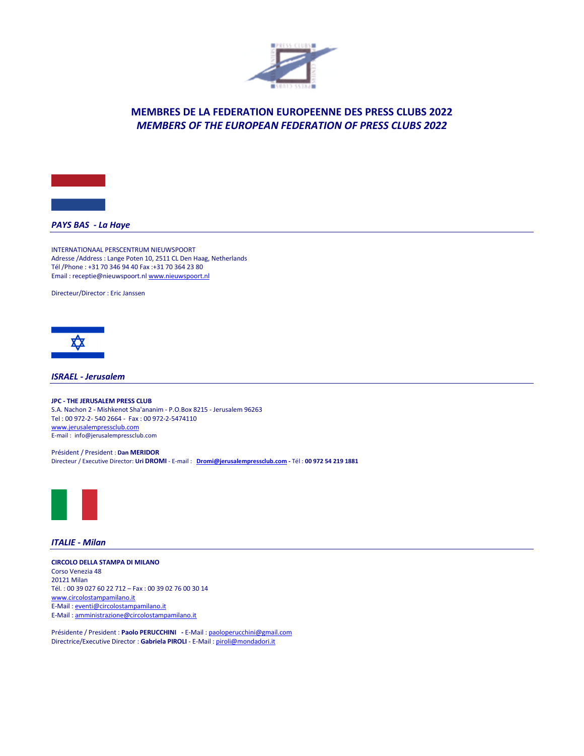# MEMBRES DE LA FEDERATION EUROPEENNE DES PRESS CLUBS 2022
## *MEMBERS OF THE EUROPEAN FEDERATION OF PRESS CLUBS 2022*

### *PAYS BAS - La Haye*

INTERNATIONAAL PERSCENTRUM NIEUWSPOORT
Adresse /Address : Lange Poten 10, 2511 CL Den Haag, Netherlands
Tél /Phone : +31 70 346 94 40 Fax :+31 70 364 23 80
Email : receptie@nieuwspoort.nl www.nieuwspoort.nl

Directeur/Director : Eric Janssen

### *ISRAEL - Jerusalem*

**JPC - THE JERUSALEM PRESS CLUB**
S.A. Nachon 2 - Mishkenot Sha'ananim - P.O.Box 8215 - Jerusalem 96263
Tel : 00 972-2- 540 2664 - Fax : 00 972-2-5474110
www.jerusalempressclub.com
E-mail : info@jerusalempressclub.com

Président / President : **Dan MERIDOR**
Directeur / Executive Director: **Uri DROMI** - E-mail : **Dromi@jerusalempressclub.com - Tél : 00 972 54 219 1881**

### *ITALIE - Milan*

**CIRCOLO DELLA STAMPA DI MILANO**
Corso Venezia 48
20121 Milan
Tél. : 00 39 027 60 22 712 – Fax : 00 39 02 76 00 30 14
www.circolostampamilano.it
E-Mail : eventi@circolostampamilano.it
E-Mail : amministrazione@circolostampamilano.it

Présidente / President : **Paolo PERUCCHINI** - E-Mail : paoloperucchini@gmail.com
Directrice/Executive Director : **Gabriela PIROLI** - E-Mail : piroli@mondadori.it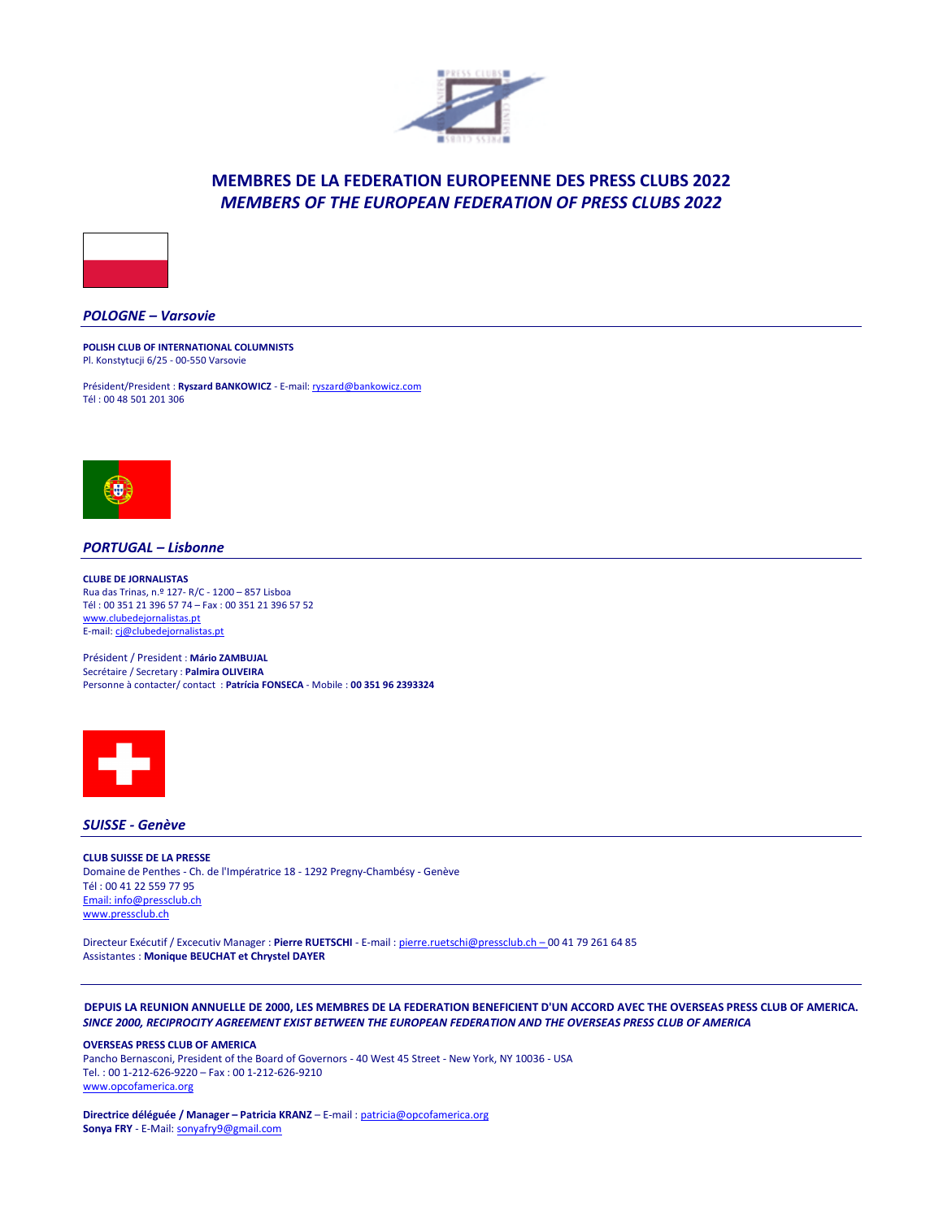# MEMBRES DE LA FEDERATION EUROPEENNE DES PRESS CLUBS 2022
## *MEMBERS OF THE EUROPEAN FEDERATION OF PRESS CLUBS 2022*

### *POLOGNE – Varsovie*

**POLISH CLUB OF INTERNATIONAL COLUMNISTS**
Pl. Konstytucji 6/25 - 00-550 Varsovie

Président/President : **Ryszard BANKOWICZ** - E-mail: ryszard@bankowicz.com
Tél : 00 48 501 201 306

### *PORTUGAL – Lisbonne*

**CLUBE DE JORNALISTAS**
Rua das Trinas, n.º 127- R/C - 1200 – 857 Lisboa
Tél : 00 351 21 396 57 74 – Fax : 00 351 21 396 57 52
www.clubedejornalistas.pt
E-mail: cj@clubedejornalistas.pt

Président / President : **Mário ZAMBUJAL**
Secrétaire / Secretary : **Palmira OLIVEIRA**
Personne à contacter/ contact : **Patrícia FONSECA** - Mobile : **00 351 96 2393324**

### *SUISSE - Genève*

**CLUB SUISSE DE LA PRESSE**
Domaine de Penthes - Ch. de l'Impératrice 18 - 1292 Pregny-Chambésy - Genève
Tél : 00 41 22 559 77 95
Email: info@pressclub.ch
www.pressclub.ch

Directeur Exécutif / Excecutiv Manager : **Pierre RUETSCHI** - E-mail : pierre.ruetschi@pressclub.ch – 00 41 79 261 64 85
Assistantes : **Monique BEUCHAT et Chrystel DAYER**

---

**DEPUIS LA REUNION ANNUELLE DE 2000, LES MEMBRES DE LA FEDERATION BENEFICIENT D'UN ACCORD AVEC THE OVERSEAS PRESS CLUB OF AMERICA.**
***SINCE 2000, RECIPROCITY AGREEMENT EXIST BETWEEN THE EUROPEAN FEDERATION AND THE OVERSEAS PRESS CLUB OF AMERICA***

**OVERSEAS PRESS CLUB OF AMERICA**
Pancho Bernasconi, President of the Board of Governors - 40 West 45 Street - New York, NY 10036 - USA
Tel. : 00 1-212-626-9220 – Fax : 00 1-212-626-9210
www.opcofamerica.org

**Directrice déléguée / Manager – Patricia KRANZ** – E-mail : patricia@opcofamerica.org
**Sonya FRY** - E-Mail: sonyafry9@gmail.com